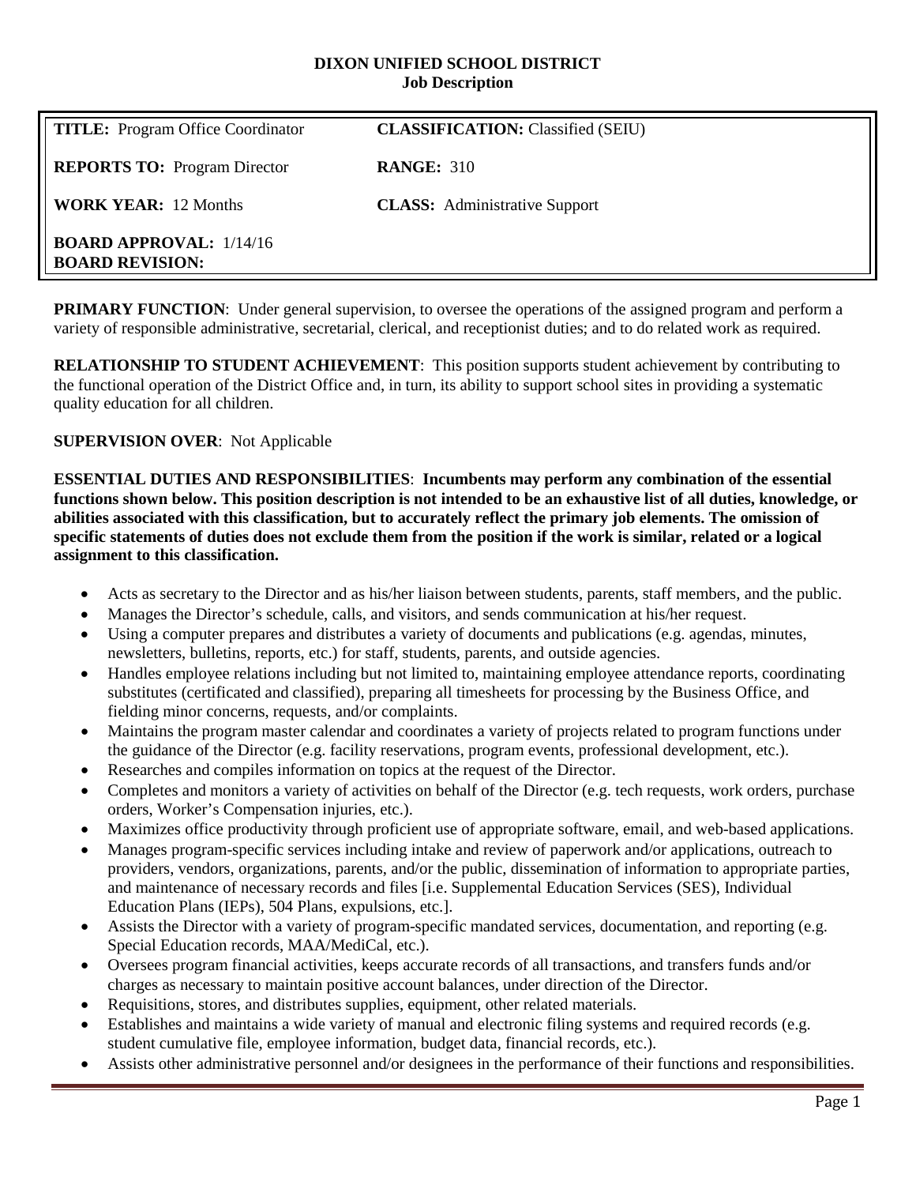# DIXON UNIFIED SCHOOL DISTRICT
## Job Description

| | |
|---|---|
| **TITLE:** Program Office Coordinator | **CLASSIFICATION:** Classified (SEIU) |
| **REPORTS TO:** Program Director | **RANGE:** 310 |
| **WORK YEAR:** 12 Months | **CLASS:** Administrative Support |
| **BOARD APPROVAL:** 1/14/16<br>**BOARD REVISION:** | |

**PRIMARY FUNCTION**: Under general supervision, to oversee the operations of the assigned program and perform a variety of responsible administrative, secretarial, clerical, and receptionist duties; and to do related work as required.

**RELATIONSHIP TO STUDENT ACHIEVEMENT**: This position supports student achievement by contributing to the functional operation of the District Office and, in turn, its ability to support school sites in providing a systematic quality education for all children.

**SUPERVISION OVER**: Not Applicable

**ESSENTIAL DUTIES AND RESPONSIBILITIES**: **Incumbents may perform any combination of the essential functions shown below. This position description is not intended to be an exhaustive list of all duties, knowledge, or abilities associated with this classification, but to accurately reflect the primary job elements. The omission of specific statements of duties does not exclude them from the position if the work is similar, related or a logical assignment to this classification.**

- Acts as secretary to the Director and as his/her liaison between students, parents, staff members, and the public.
- Manages the Director's schedule, calls, and visitors, and sends communication at his/her request.
- Using a computer prepares and distributes a variety of documents and publications (e.g. agendas, minutes, newsletters, bulletins, reports, etc.) for staff, students, parents, and outside agencies.
- Handles employee relations including but not limited to, maintaining employee attendance reports, coordinating substitutes (certificated and classified), preparing all timesheets for processing by the Business Office, and fielding minor concerns, requests, and/or complaints.
- Maintains the program master calendar and coordinates a variety of projects related to program functions under the guidance of the Director (e.g. facility reservations, program events, professional development, etc.).
- Researches and compiles information on topics at the request of the Director.
- Completes and monitors a variety of activities on behalf of the Director (e.g. tech requests, work orders, purchase orders, Worker's Compensation injuries, etc.).
- Maximizes office productivity through proficient use of appropriate software, email, and web-based applications.
- Manages program-specific services including intake and review of paperwork and/or applications, outreach to providers, vendors, organizations, parents, and/or the public, dissemination of information to appropriate parties, and maintenance of necessary records and files [i.e. Supplemental Education Services (SES), Individual Education Plans (IEPs), 504 Plans, expulsions, etc.].
- Assists the Director with a variety of program-specific mandated services, documentation, and reporting (e.g. Special Education records, MAA/MediCal, etc.).
- Oversees program financial activities, keeps accurate records of all transactions, and transfers funds and/or charges as necessary to maintain positive account balances, under direction of the Director.
- Requisitions, stores, and distributes supplies, equipment, other related materials.
- Establishes and maintains a wide variety of manual and electronic filing systems and required records (e.g. student cumulative file, employee information, budget data, financial records, etc.).
- Assists other administrative personnel and/or designees in the performance of their functions and responsibilities.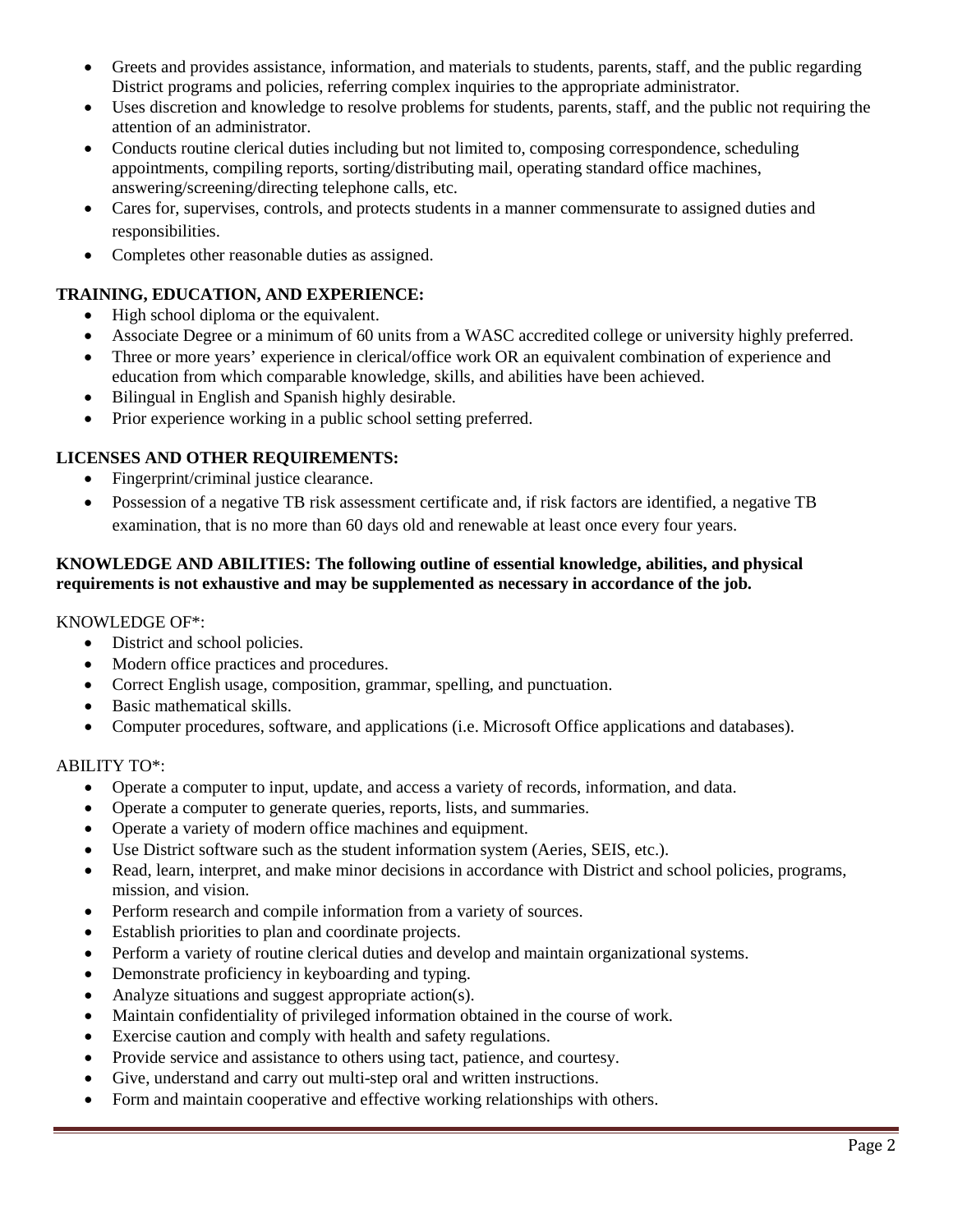- Greets and provides assistance, information, and materials to students, parents, staff, and the public regarding District programs and policies, referring complex inquiries to the appropriate administrator.
- Uses discretion and knowledge to resolve problems for students, parents, staff, and the public not requiring the attention of an administrator.
- Conducts routine clerical duties including but not limited to, composing correspondence, scheduling appointments, compiling reports, sorting/distributing mail, operating standard office machines, answering/screening/directing telephone calls, etc.
- Cares for, supervises, controls, and protects students in a manner commensurate to assigned duties and responsibilities.
- Completes other reasonable duties as assigned.

**TRAINING, EDUCATION, AND EXPERIENCE:**

- High school diploma or the equivalent.
- Associate Degree or a minimum of 60 units from a WASC accredited college or university highly preferred.
- Three or more years' experience in clerical/office work OR an equivalent combination of experience and education from which comparable knowledge, skills, and abilities have been achieved.
- Bilingual in English and Spanish highly desirable.
- Prior experience working in a public school setting preferred.

**LICENSES AND OTHER REQUIREMENTS:**

- Fingerprint/criminal justice clearance.
- Possession of a negative TB risk assessment certificate and, if risk factors are identified, a negative TB examination, that is no more than 60 days old and renewable at least once every four years.

**KNOWLEDGE AND ABILITIES: The following outline of essential knowledge, abilities, and physical requirements is not exhaustive and may be supplemented as necessary in accordance of the job.**

KNOWLEDGE OF*:

- District and school policies.
- Modern office practices and procedures.
- Correct English usage, composition, grammar, spelling, and punctuation.
- Basic mathematical skills.
- Computer procedures, software, and applications (i.e. Microsoft Office applications and databases).

ABILITY TO*:

- Operate a computer to input, update, and access a variety of records, information, and data.
- Operate a computer to generate queries, reports, lists, and summaries.
- Operate a variety of modern office machines and equipment.
- Use District software such as the student information system (Aeries, SEIS, etc.).
- Read, learn, interpret, and make minor decisions in accordance with District and school policies, programs, mission, and vision.
- Perform research and compile information from a variety of sources.
- Establish priorities to plan and coordinate projects.
- Perform a variety of routine clerical duties and develop and maintain organizational systems.
- Demonstrate proficiency in keyboarding and typing.
- Analyze situations and suggest appropriate action(s).
- Maintain confidentiality of privileged information obtained in the course of work.
- Exercise caution and comply with health and safety regulations.
- Provide service and assistance to others using tact, patience, and courtesy.
- Give, understand and carry out multi-step oral and written instructions.
- Form and maintain cooperative and effective working relationships with others.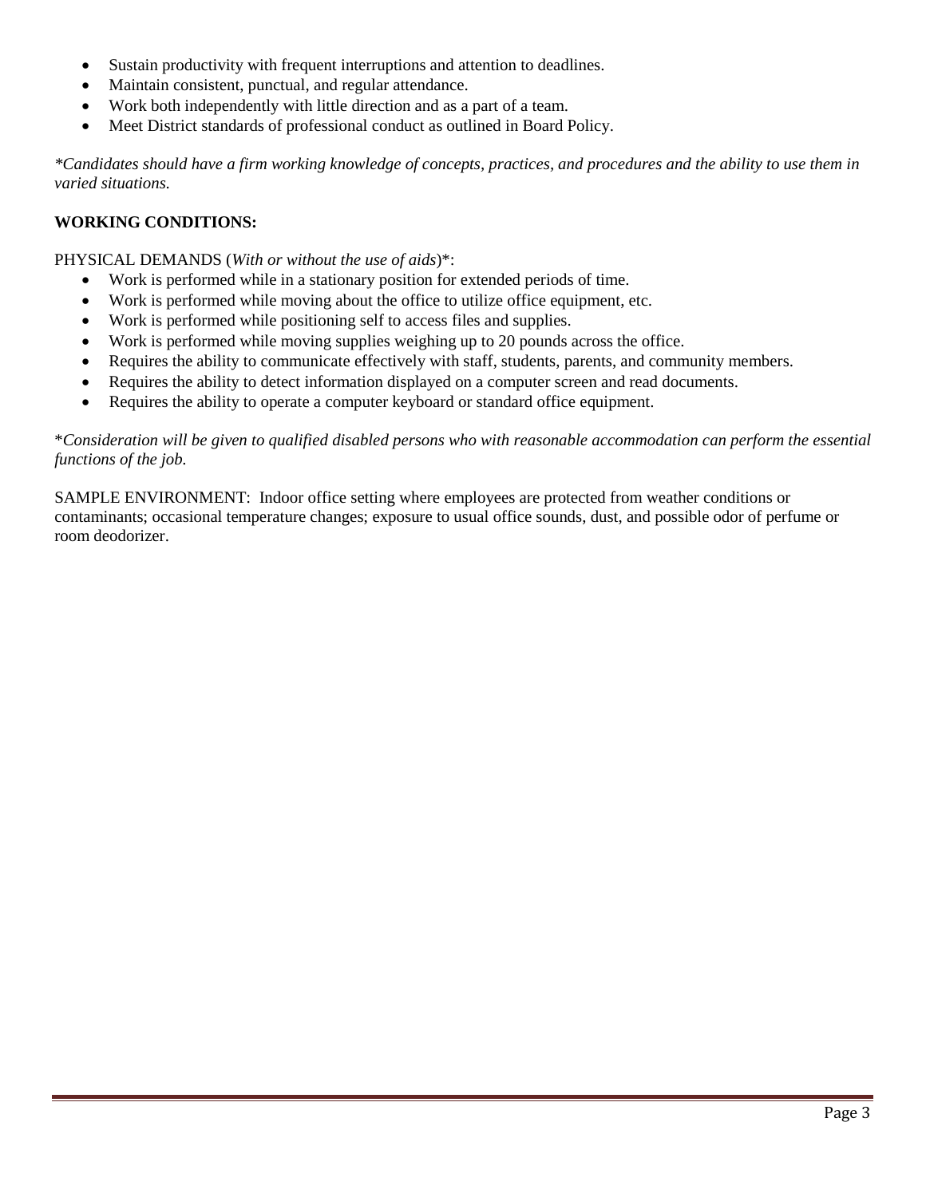- Sustain productivity with frequent interruptions and attention to deadlines.
- Maintain consistent, punctual, and regular attendance.
- Work both independently with little direction and as a part of a team.
- Meet District standards of professional conduct as outlined in Board Policy.

*\*Candidates should have a firm working knowledge of concepts, practices, and procedures and the ability to use them in varied situations.*

**WORKING CONDITIONS:**

PHYSICAL DEMANDS (*With or without the use of aids*)*:

- Work is performed while in a stationary position for extended periods of time.
- Work is performed while moving about the office to utilize office equipment, etc.
- Work is performed while positioning self to access files and supplies.
- Work is performed while moving supplies weighing up to 20 pounds across the office.
- Requires the ability to communicate effectively with staff, students, parents, and community members.
- Requires the ability to detect information displayed on a computer screen and read documents.
- Requires the ability to operate a computer keyboard or standard office equipment.

\**Consideration will be given to qualified disabled persons who with reasonable accommodation can perform the essential functions of the job.*

SAMPLE ENVIRONMENT: Indoor office setting where employees are protected from weather conditions or contaminants; occasional temperature changes; exposure to usual office sounds, dust, and possible odor of perfume or room deodorizer.